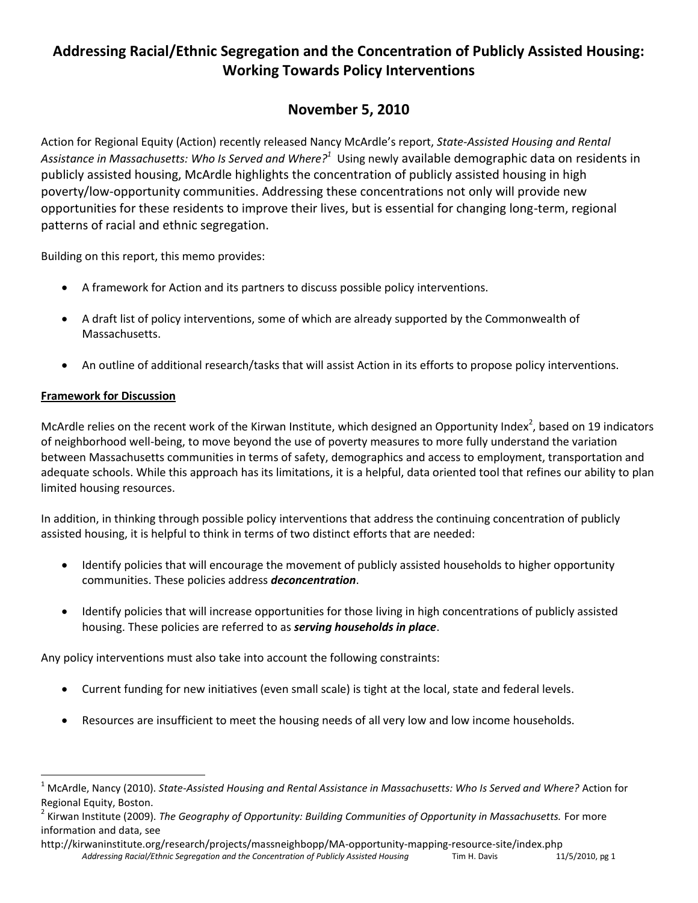# Addressing Racial/Ethnic Segregation and the Concentration of Publicly Assisted Housing: Working Towards Policy Interventions

## November 5, 2010

Action for Regional Equity (Action) recently released Nancy McArdle's report, *State-Assisted Housing and Rental Assistance in Massachusetts: Who Is Served and Where?*[1] Using newly available demographic data on residents in publicly assisted housing, McArdle highlights the concentration of publicly assisted housing in high poverty/low-opportunity communities. Addressing these concentrations not only will provide new opportunities for these residents to improve their lives, but is essential for changing long-term, regional patterns of racial and ethnic segregation.

Building on this report, this memo provides:

- A framework for Action and its partners to discuss possible policy interventions.
- A draft list of policy interventions, some of which are already supported by the Commonwealth of Massachusetts.
- An outline of additional research/tasks that will assist Action in its efforts to propose policy interventions.

**Framework for Discussion**

McArdle relies on the recent work of the Kirwan Institute, which designed an Opportunity Index[2], based on 19 indicators of neighborhood well-being, to move beyond the use of poverty measures to more fully understand the variation between Massachusetts communities in terms of safety, demographics and access to employment, transportation and adequate schools. While this approach has its limitations, it is a helpful, data oriented tool that refines our ability to plan limited housing resources.

In addition, in thinking through possible policy interventions that address the continuing concentration of publicly assisted housing, it is helpful to think in terms of two distinct efforts that are needed:

- Identify policies that will encourage the movement of publicly assisted households to higher opportunity communities. These policies address ***deconcentration***.
- Identify policies that will increase opportunities for those living in high concentrations of publicly assisted housing. These policies are referred to as ***serving households in place***.

Any policy interventions must also take into account the following constraints:

- Current funding for new initiatives (even small scale) is tight at the local, state and federal levels.
- Resources are insufficient to meet the housing needs of all very low and low income households.

---

[1] McArdle, Nancy (2010). *State-Assisted Housing and Rental Assistance in Massachusetts: Who Is Served and Where?* Action for Regional Equity, Boston.

[2] Kirwan Institute (2009). *The Geography of Opportunity: Building Communities of Opportunity in Massachusetts.* For more information and data, see http://kirwaninstitute.org/research/projects/massneighbopp/MA-opportunity-mapping-resource-site/index.php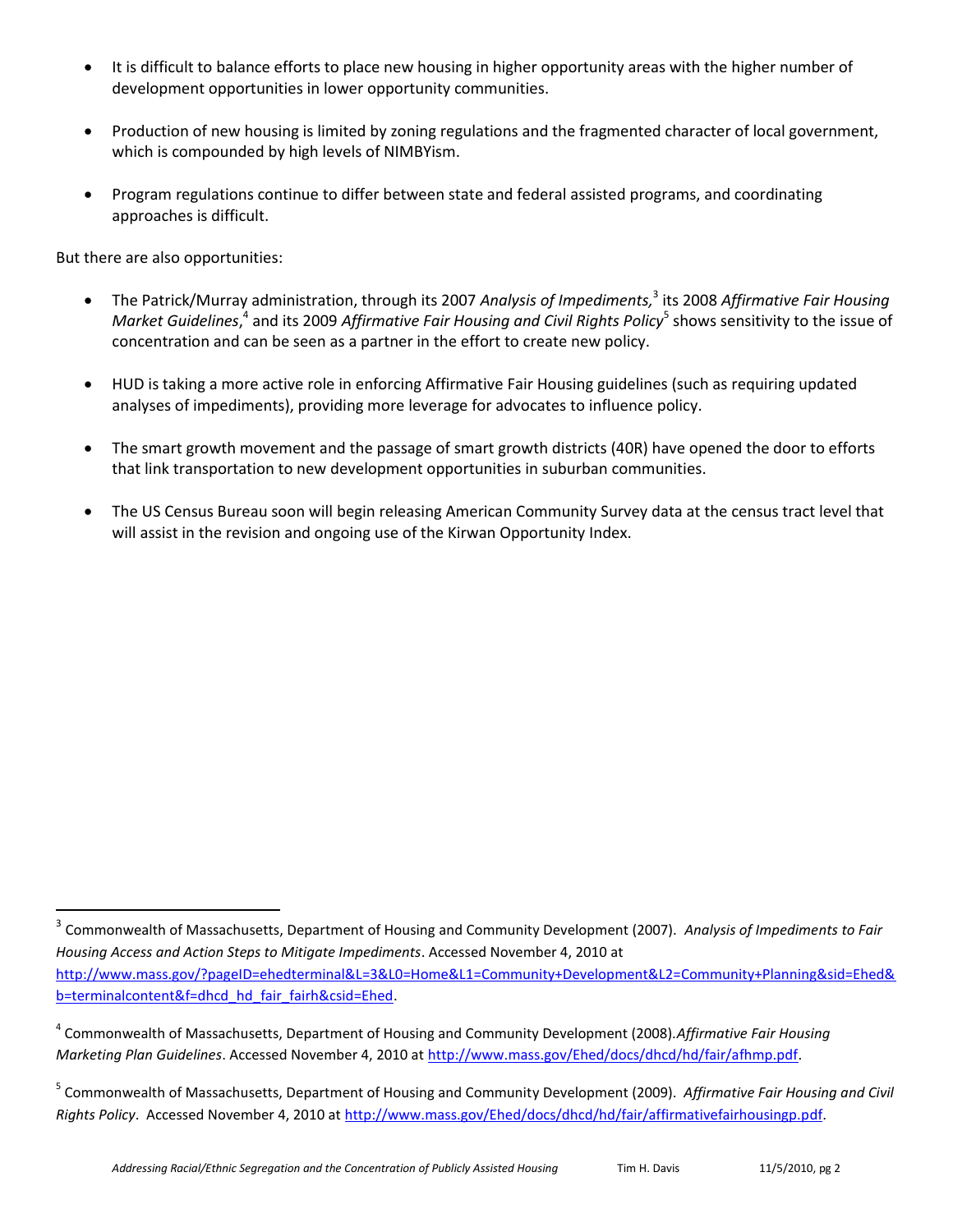- It is difficult to balance efforts to place new housing in higher opportunity areas with the higher number of development opportunities in lower opportunity communities.

- Production of new housing is limited by zoning regulations and the fragmented character of local government, which is compounded by high levels of NIMBYism.

- Program regulations continue to differ between state and federal assisted programs, and coordinating approaches is difficult.

But there are also opportunities:

- The Patrick/Murray administration, through its 2007 *Analysis of Impediments,*[3] its 2008 *Affirmative Fair Housing Market Guidelines*,[4] and its 2009 *Affirmative Fair Housing and Civil Rights Policy*[5] shows sensitivity to the issue of concentration and can be seen as a partner in the effort to create new policy.

- HUD is taking a more active role in enforcing Affirmative Fair Housing guidelines (such as requiring updated analyses of impediments), providing more leverage for advocates to influence policy.

- The smart growth movement and the passage of smart growth districts (40R) have opened the door to efforts that link transportation to new development opportunities in suburban communities.

- The US Census Bureau soon will begin releasing American Community Survey data at the census tract level that will assist in the revision and ongoing use of the Kirwan Opportunity Index.

---

[3] Commonwealth of Massachusetts, Department of Housing and Community Development (2007). *Analysis of Impediments to Fair Housing Access and Action Steps to Mitigate Impediments*. Accessed November 4, 2010 at http://www.mass.gov/?pageID=ehedterminal&L=3&L0=Home&L1=Community+Development&L2=Community+Planning&sid=Ehed&b=terminalcontent&f=dhcd_hd_fair_fairh&csid=Ehed.

[4] Commonwealth of Massachusetts, Department of Housing and Community Development (2008).*Affirmative Fair Housing Marketing Plan Guidelines*. Accessed November 4, 2010 at http://www.mass.gov/Ehed/docs/dhcd/hd/fair/afhmp.pdf.

[5] Commonwealth of Massachusetts, Department of Housing and Community Development (2009). *Affirmative Fair Housing and Civil Rights Policy*. Accessed November 4, 2010 at http://www.mass.gov/Ehed/docs/dhcd/hd/fair/affirmativefairhousingp.pdf.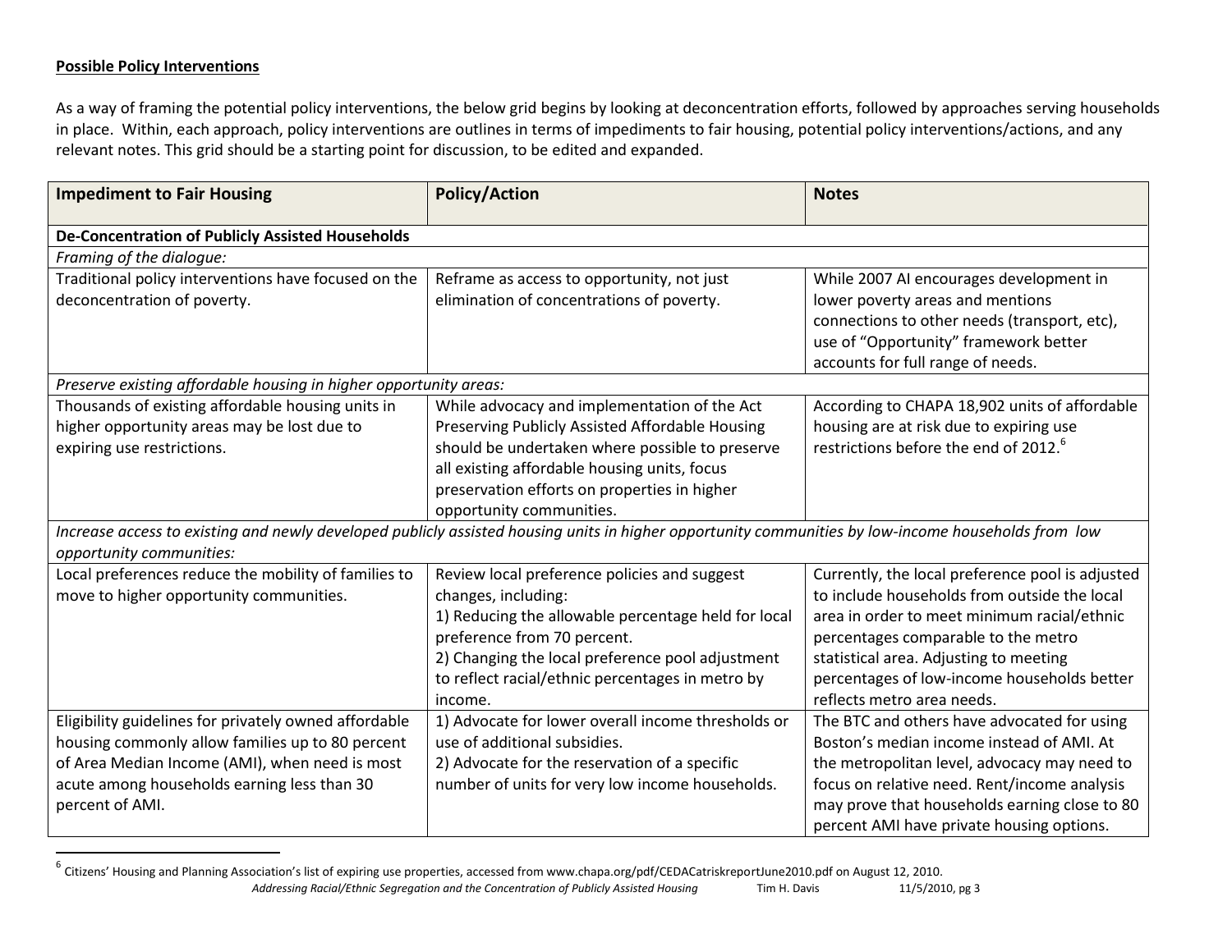**Possible Policy Interventions**

As a way of framing the potential policy interventions, the below grid begins by looking at deconcentration efforts, followed by approaches serving households in place. Within, each approach, policy interventions are outlines in terms of impediments to fair housing, potential policy interventions/actions, and any relevant notes. This grid should be a starting point for discussion, to be edited and expanded.

| Impediment to Fair Housing | Policy/Action | Notes |
|---|---|---|
| **De-Concentration of Publicly Assisted Households** | | |
| *Framing of the dialogue:* | | |
| Traditional policy interventions have focused on the deconcentration of poverty. | Reframe as access to opportunity, not just elimination of concentrations of poverty. | While 2007 AI encourages development in lower poverty areas and mentions connections to other needs (transport, etc), use of "Opportunity" framework better accounts for full range of needs. |
| *Preserve existing affordable housing in higher opportunity areas:* | | |
| Thousands of existing affordable housing units in higher opportunity areas may be lost due to expiring use restrictions. | While advocacy and implementation of the Act Preserving Publicly Assisted Affordable Housing should be undertaken where possible to preserve all existing affordable housing units, focus preservation efforts on properties in higher opportunity communities. | According to CHAPA 18,902 units of affordable housing are at risk due to expiring use restrictions before the end of 2012.[6] |
| *Increase access to existing and newly developed publicly assisted housing units in higher opportunity communities by low-income households from low opportunity communities:* | | |
| Local preferences reduce the mobility of families to move to higher opportunity communities. | Review local preference policies and suggest changes, including:<br>1) Reducing the allowable percentage held for local preference from 70 percent.<br>2) Changing the local preference pool adjustment to reflect racial/ethnic percentages in metro by income. | Currently, the local preference pool is adjusted to include households from outside the local area in order to meet minimum racial/ethnic percentages comparable to the metro statistical area. Adjusting to meeting percentages of low-income households better reflects metro area needs. |
| Eligibility guidelines for privately owned affordable housing commonly allow families up to 80 percent of Area Median Income (AMI), when need is most acute among households earning less than 30 percent of AMI. | 1) Advocate for lower overall income thresholds or use of additional subsidies.<br>2) Advocate for the reservation of a specific number of units for very low income households. | The BTC and others have advocated for using Boston's median income instead of AMI. At the metropolitan level, advocacy may need to focus on relative need. Rent/income analysis may prove that households earning close to 80 percent AMI have private housing options. |

[6] Citizens' Housing and Planning Association's list of expiring use properties, accessed from www.chapa.org/pdf/CEDACatriskreportJune2010.pdf on August 12, 2010.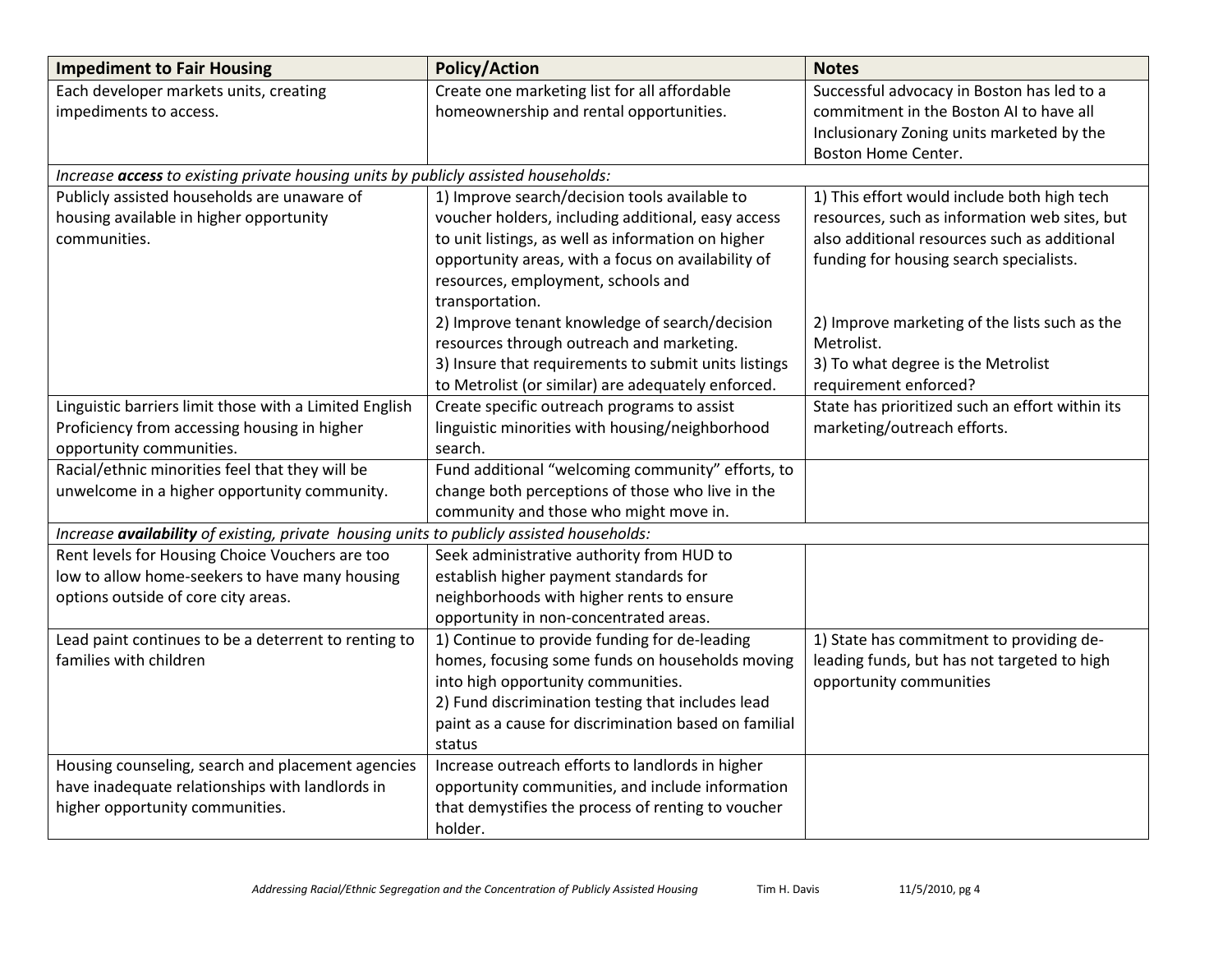| Impediment to Fair Housing | Policy/Action | Notes |
|---|---|---|
| Each developer markets units, creating impediments to access. | Create one marketing list for all affordable homeownership and rental opportunities. | Successful advocacy in Boston has led to a commitment in the Boston AI to have all Inclusionary Zoning units marketed by the Boston Home Center. |
| *Increase **access** to existing private housing units by publicly assisted households:* | | |
| Publicly assisted households are unaware of housing available in higher opportunity communities. | 1) Improve search/decision tools available to voucher holders, including additional, easy access to unit listings, as well as information on higher opportunity areas, with a focus on availability of resources, employment, schools and transportation.<br>2) Improve tenant knowledge of search/decision resources through outreach and marketing.<br>3) Insure that requirements to submit units listings to Metrolist (or similar) are adequately enforced. | 1) This effort would include both high tech resources, such as information web sites, but also additional resources such as additional funding for housing search specialists.<br>2) Improve marketing of the lists such as the Metrolist.<br>3) To what degree is the Metrolist requirement enforced? |
| Linguistic barriers limit those with a Limited English Proficiency from accessing housing in higher opportunity communities. | Create specific outreach programs to assist linguistic minorities with housing/neighborhood search. | State has prioritized such an effort within its marketing/outreach efforts. |
| Racial/ethnic minorities feel that they will be unwelcome in a higher opportunity community. | Fund additional "welcoming community" efforts, to change both perceptions of those who live in the community and those who might move in. | |
| *Increase **availability** of existing, private housing units to publicly assisted households:* | | |
| Rent levels for Housing Choice Vouchers are too low to allow home-seekers to have many housing options outside of core city areas. | Seek administrative authority from HUD to establish higher payment standards for neighborhoods with higher rents to ensure opportunity in non-concentrated areas. | |
| Lead paint continues to be a deterrent to renting to families with children | 1) Continue to provide funding for de-leading homes, focusing some funds on households moving into high opportunity communities.<br>2) Fund discrimination testing that includes lead paint as a cause for discrimination based on familial status | 1) State has commitment to providing de-leading funds, but has not targeted to high opportunity communities |
| Housing counseling, search and placement agencies have inadequate relationships with landlords in higher opportunity communities. | Increase outreach efforts to landlords in higher opportunity communities, and include information that demystifies the process of renting to voucher holder. | |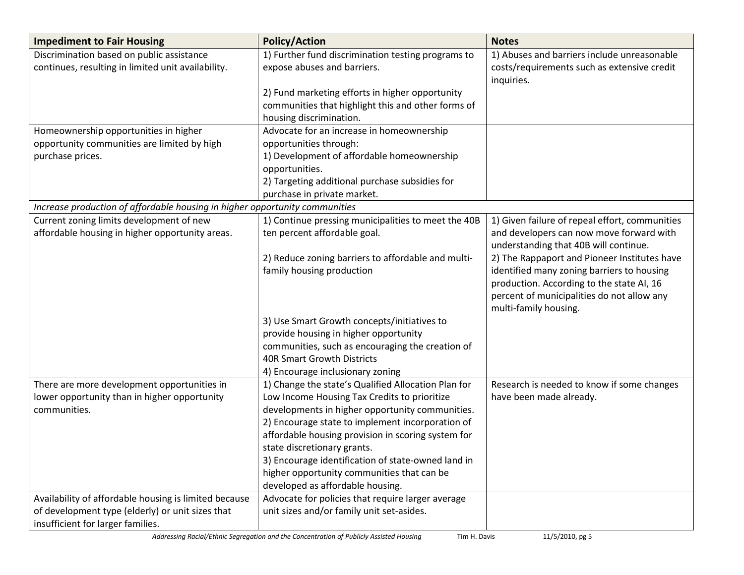| Impediment to Fair Housing | Policy/Action | Notes |
|---|---|---|
| Discrimination based on public assistance continues, resulting in limited unit availability. | 1) Further fund discrimination testing programs to expose abuses and barriers.<br><br>2) Fund marketing efforts in higher opportunity communities that highlight this and other forms of housing discrimination. | 1) Abuses and barriers include unreasonable costs/requirements such as extensive credit inquiries. |
| Homeownership opportunities in higher opportunity communities are limited by high purchase prices. | Advocate for an increase in homeownership opportunities through:<br>1) Development of affordable homeownership opportunities.<br>2) Targeting additional purchase subsidies for purchase in private market. | |
| *Increase production of affordable housing in higher opportunity communities* | | |
| Current zoning limits development of new affordable housing in higher opportunity areas. | 1) Continue pressing municipalities to meet the 40B ten percent affordable goal.<br><br>2) Reduce zoning barriers to affordable and multi-family housing production<br><br>3) Use Smart Growth concepts/initiatives to provide housing in higher opportunity communities, such as encouraging the creation of 40R Smart Growth Districts<br>4) Encourage inclusionary zoning | 1) Given failure of repeal effort, communities and developers can now move forward with understanding that 40B will continue.<br>2) The Rappaport and Pioneer Institutes have identified many zoning barriers to housing production. According to the state AI, 16 percent of municipalities do not allow any multi-family housing. |
| There are more development opportunities in lower opportunity than in higher opportunity communities. | 1) Change the state's Qualified Allocation Plan for Low Income Housing Tax Credits to prioritize developments in higher opportunity communities.<br>2) Encourage state to implement incorporation of affordable housing provision in scoring system for state discretionary grants.<br>3) Encourage identification of state-owned land in higher opportunity communities that can be developed as affordable housing. | Research is needed to know if some changes have been made already. |
| Availability of affordable housing is limited because of development type (elderly) or unit sizes that insufficient for larger families. | Advocate for policies that require larger average unit sizes and/or family unit set-asides. | |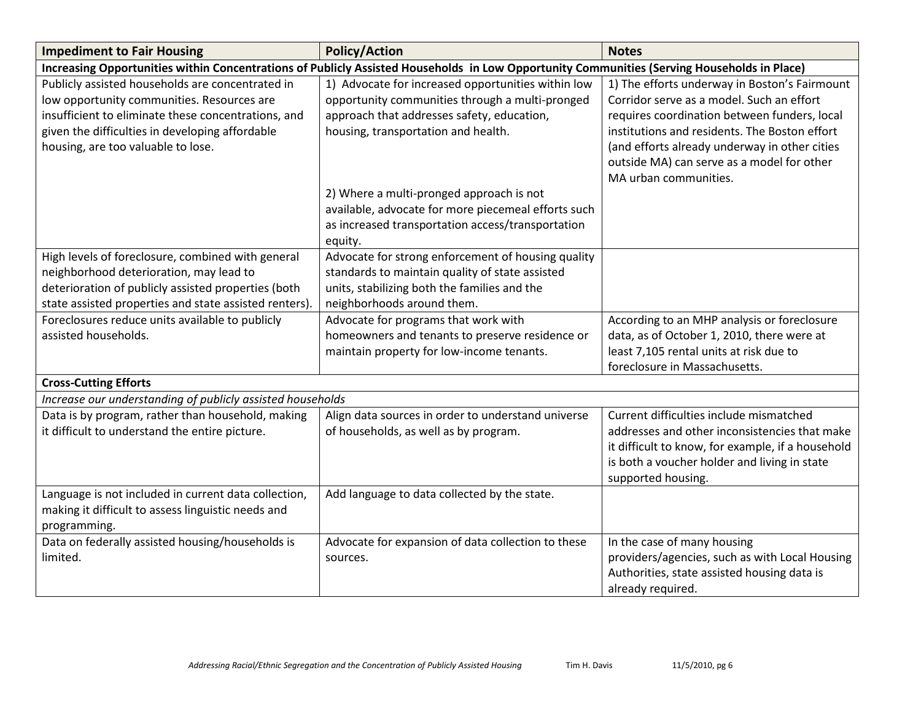| Impediment to Fair Housing | Policy/Action | Notes |
| --- | --- | --- |
| **Increasing Opportunities within Concentrations of Publicly Assisted Households in Low Opportunity Communities (Serving Households in Place)** | | |
| Publicly assisted households are concentrated in low opportunity communities. Resources are insufficient to eliminate these concentrations, and given the difficulties in developing affordable housing, are too valuable to lose. | 1) Advocate for increased opportunities within low opportunity communities through a multi-pronged approach that addresses safety, education, housing, transportation and health.<br><br>2) Where a multi-pronged approach is not available, advocate for more piecemeal efforts such as increased transportation access/transportation equity. | 1) The efforts underway in Boston's Fairmount Corridor serve as a model. Such an effort requires coordination between funders, local institutions and residents. The Boston effort (and efforts already underway in other cities outside MA) can serve as a model for other MA urban communities. |
| High levels of foreclosure, combined with general neighborhood deterioration, may lead to deterioration of publicly assisted properties (both state assisted properties and state assisted renters). | Advocate for strong enforcement of housing quality standards to maintain quality of state assisted units, stabilizing both the families and the neighborhoods around them. | |
| Foreclosures reduce units available to publicly assisted households. | Advocate for programs that work with homeowners and tenants to preserve residence or maintain property for low-income tenants. | According to an MHP analysis or foreclosure data, as of October 1, 2010, there were at least 7,105 rental units at risk due to foreclosure in Massachusetts. |
| **Cross-Cutting Efforts** | | |
| *Increase our understanding of publicly assisted households* | | |
| Data is by program, rather than household, making it difficult to understand the entire picture. | Align data sources in order to understand universe of households, as well as by program. | Current difficulties include mismatched addresses and other inconsistencies that make it difficult to know, for example, if a household is both a voucher holder and living in state supported housing. |
| Language is not included in current data collection, making it difficult to assess linguistic needs and programming. | Add language to data collected by the state. | |
| Data on federally assisted housing/households is limited. | Advocate for expansion of data collection to these sources. | In the case of many housing providers/agencies, such as with Local Housing Authorities, state assisted housing data is already required. |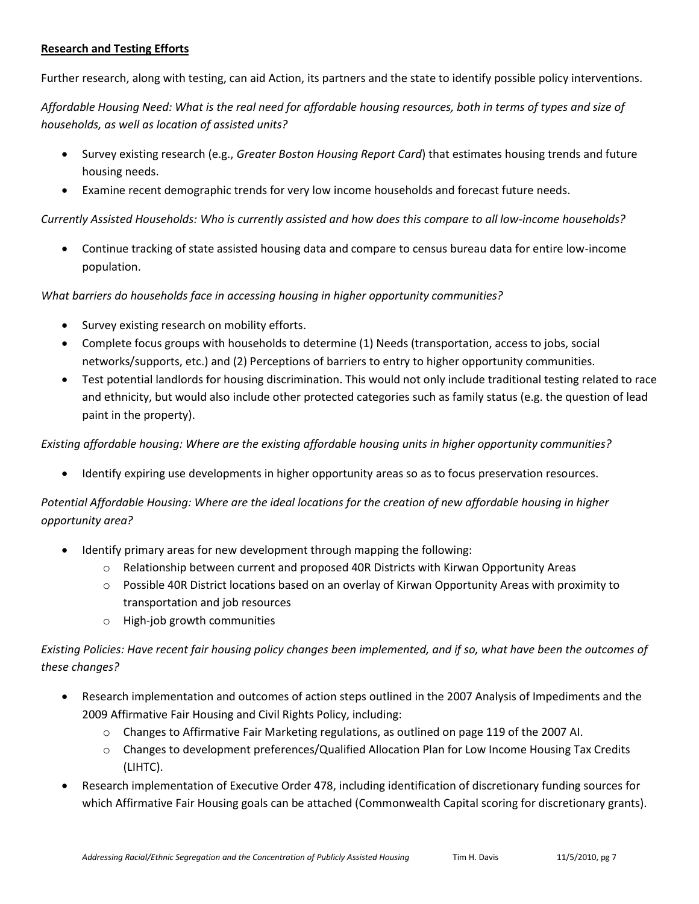**Research and Testing Efforts**

Further research, along with testing, can aid Action, its partners and the state to identify possible policy interventions.

*Affordable Housing Need: What is the real need for affordable housing resources, both in terms of types and size of households, as well as location of assisted units?*

- Survey existing research (e.g., *Greater Boston Housing Report Card*) that estimates housing trends and future housing needs.
- Examine recent demographic trends for very low income households and forecast future needs.

*Currently Assisted Households: Who is currently assisted and how does this compare to all low-income households?*

- Continue tracking of state assisted housing data and compare to census bureau data for entire low-income population.

*What barriers do households face in accessing housing in higher opportunity communities?*

- Survey existing research on mobility efforts.
- Complete focus groups with households to determine (1) Needs (transportation, access to jobs, social networks/supports, etc.) and (2) Perceptions of barriers to entry to higher opportunity communities.
- Test potential landlords for housing discrimination. This would not only include traditional testing related to race and ethnicity, but would also include other protected categories such as family status (e.g. the question of lead paint in the property).

*Existing affordable housing: Where are the existing affordable housing units in higher opportunity communities?*

- Identify expiring use developments in higher opportunity areas so as to focus preservation resources.

*Potential Affordable Housing: Where are the ideal locations for the creation of new affordable housing in higher opportunity area?*

- Identify primary areas for new development through mapping the following:
  - Relationship between current and proposed 40R Districts with Kirwan Opportunity Areas
  - Possible 40R District locations based on an overlay of Kirwan Opportunity Areas with proximity to transportation and job resources
  - High-job growth communities

*Existing Policies: Have recent fair housing policy changes been implemented, and if so, what have been the outcomes of these changes?*

- Research implementation and outcomes of action steps outlined in the 2007 Analysis of Impediments and the 2009 Affirmative Fair Housing and Civil Rights Policy, including:
  - Changes to Affirmative Fair Marketing regulations, as outlined on page 119 of the 2007 AI.
  - Changes to development preferences/Qualified Allocation Plan for Low Income Housing Tax Credits (LIHTC).
- Research implementation of Executive Order 478, including identification of discretionary funding sources for which Affirmative Fair Housing goals can be attached (Commonwealth Capital scoring for discretionary grants).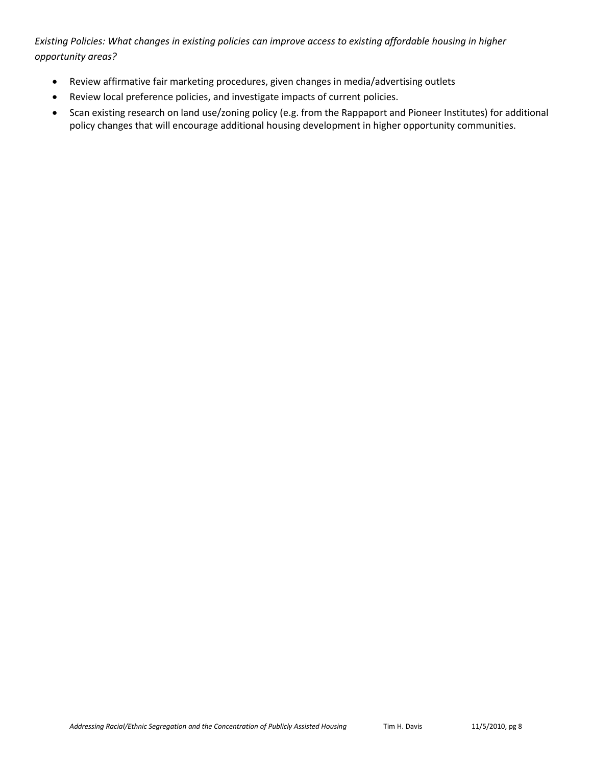*Existing Policies: What changes in existing policies can improve access to existing affordable housing in higher opportunity areas?*

- Review affirmative fair marketing procedures, given changes in media/advertising outlets
- Review local preference policies, and investigate impacts of current policies.
- Scan existing research on land use/zoning policy (e.g. from the Rappaport and Pioneer Institutes) for additional policy changes that will encourage additional housing development in higher opportunity communities.